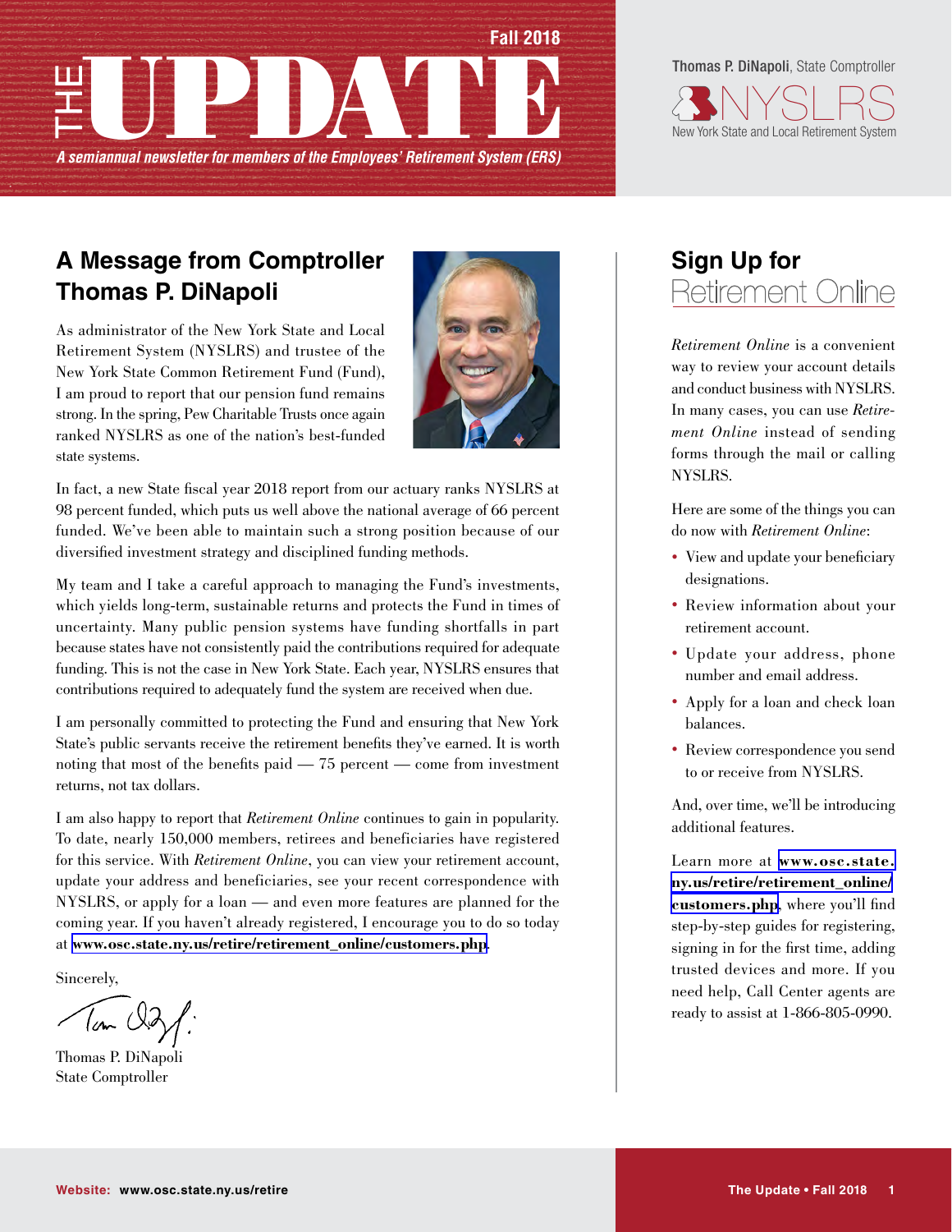# THE UPDATE

Fall 2018

*A semiannual newsletter for members of the Employees' Retirement System (ERS)*

Thomas P. DiNapoli, State Comptroller

NYSLRS
New York State and Local Retirement System

## A Message from Comptroller Thomas P. DiNapoli

As administrator of the New York State and Local Retirement System (NYSLRS) and trustee of the New York State Common Retirement Fund (Fund), I am proud to report that our pension fund remains strong. In the spring, Pew Charitable Trusts once again ranked NYSLRS as one of the nation's best-funded state systems.

In fact, a new State fiscal year 2018 report from our actuary ranks NYSLRS at 98 percent funded, which puts us well above the national average of 66 percent funded. We've been able to maintain such a strong position because of our diversified investment strategy and disciplined funding methods.

My team and I take a careful approach to managing the Fund's investments, which yields long-term, sustainable returns and protects the Fund in times of uncertainty. Many public pension systems have funding shortfalls in part because states have not consistently paid the contributions required for adequate funding. This is not the case in New York State. Each year, NYSLRS ensures that contributions required to adequately fund the system are received when due.

I am personally committed to protecting the Fund and ensuring that New York State's public servants receive the retirement benefits they've earned. It is worth noting that most of the benefits paid — 75 percent — come from investment returns, not tax dollars.

I am also happy to report that *Retirement Online* continues to gain in popularity. To date, nearly 150,000 members, retirees and beneficiaries have registered for this service. With *Retirement Online*, you can view your retirement account, update your address and beneficiaries, see your recent correspondence with NYSLRS, or apply for a loan — and even more features are planned for the coming year. If you haven't already registered, I encourage you to do so today at **www.osc.state.ny.us/retire/retirement_online/customers.php**.

Sincerely,

Thomas P. DiNapoli
State Comptroller

## Sign Up for Retirement Online

*Retirement Online* is a convenient way to review your account details and conduct business with NYSLRS. In many cases, you can use *Retirement Online* instead of sending forms through the mail or calling NYSLRS.

Here are some of the things you can do now with *Retirement Online*:

- View and update your beneficiary designations.
- Review information about your retirement account.
- Update your address, phone number and email address.
- Apply for a loan and check loan balances.
- Review correspondence you send to or receive from NYSLRS.

And, over time, we'll be introducing additional features.

Learn more at **www.osc.state.ny.us/retire/retirement_online/customers.php**, where you'll find step-by-step guides for registering, signing in for the first time, adding trusted devices and more. If you need help, Call Center agents are ready to assist at 1-866-805-0990.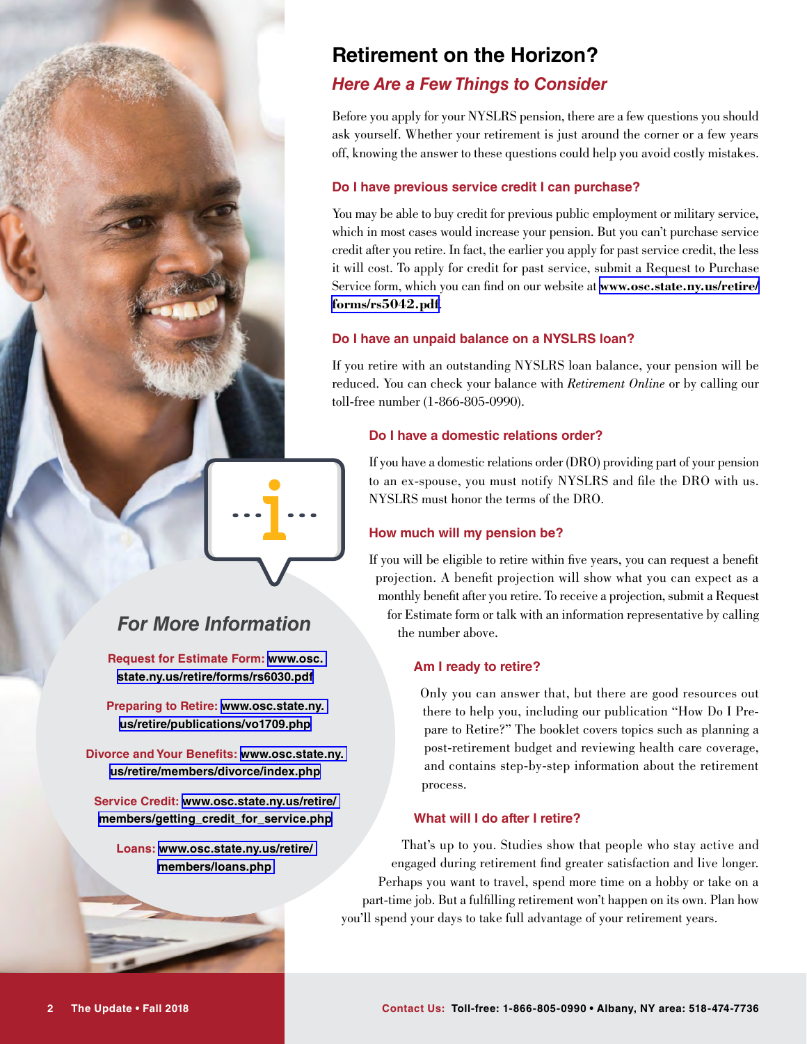# Retirement on the Horizon?

## *Here Are a Few Things to Consider*

Before you apply for your NYSLRS pension, there are a few questions you should ask yourself. Whether your retirement is just around the corner or a few years off, knowing the answer to these questions could help you avoid costly mistakes.

### Do I have previous service credit I can purchase?

You may be able to buy credit for previous public employment or military service, which in most cases would increase your pension. But you can't purchase service credit after you retire. In fact, the earlier you apply for past service credit, the less it will cost. To apply for credit for past service, submit a Request to Purchase Service form, which you can find on our website at **www.osc.state.ny.us/retire/forms/rs5042.pdf**.

### Do I have an unpaid balance on a NYSLRS loan?

If you retire with an outstanding NYSLRS loan balance, your pension will be reduced. You can check your balance with *Retirement Online* or by calling our toll-free number (1-866-805-0990).

### Do I have a domestic relations order?

If you have a domestic relations order (DRO) providing part of your pension to an ex-spouse, you must notify NYSLRS and file the DRO with us. NYSLRS must honor the terms of the DRO.

### How much will my pension be?

If you will be eligible to retire within five years, you can request a benefit projection. A benefit projection will show what you can expect as a monthly benefit after you retire. To receive a projection, submit a Request for Estimate form or talk with an information representative by calling the number above.

### Am I ready to retire?

Only you can answer that, but there are good resources out there to help you, including our publication "How Do I Prepare to Retire?" The booklet covers topics such as planning a post-retirement budget and reviewing health care coverage, and contains step-by-step information about the retirement process.

### What will I do after I retire?

That's up to you. Studies show that people who stay active and engaged during retirement find greater satisfaction and live longer. Perhaps you want to travel, spend more time on a hobby or take on a part-time job. But a fulfilling retirement won't happen on its own. Plan how you'll spend your days to take full advantage of your retirement years.

## *For More Information*

**Request for Estimate Form:** www.osc.state.ny.us/retire/forms/rs6030.pdf

**Preparing to Retire:** www.osc.state.ny.us/retire/publications/vo1709.php

**Divorce and Your Benefits:** www.osc.state.ny.us/retire/members/divorce/index.php

**Service Credit:** www.osc.state.ny.us/retire/members/getting_credit_for_service.php

**Loans:** www.osc.state.ny.us/retire/members/loans.php

**Contact Us:** Toll-free: 1-866-805-0990 • Albany, NY area: 518-474-7736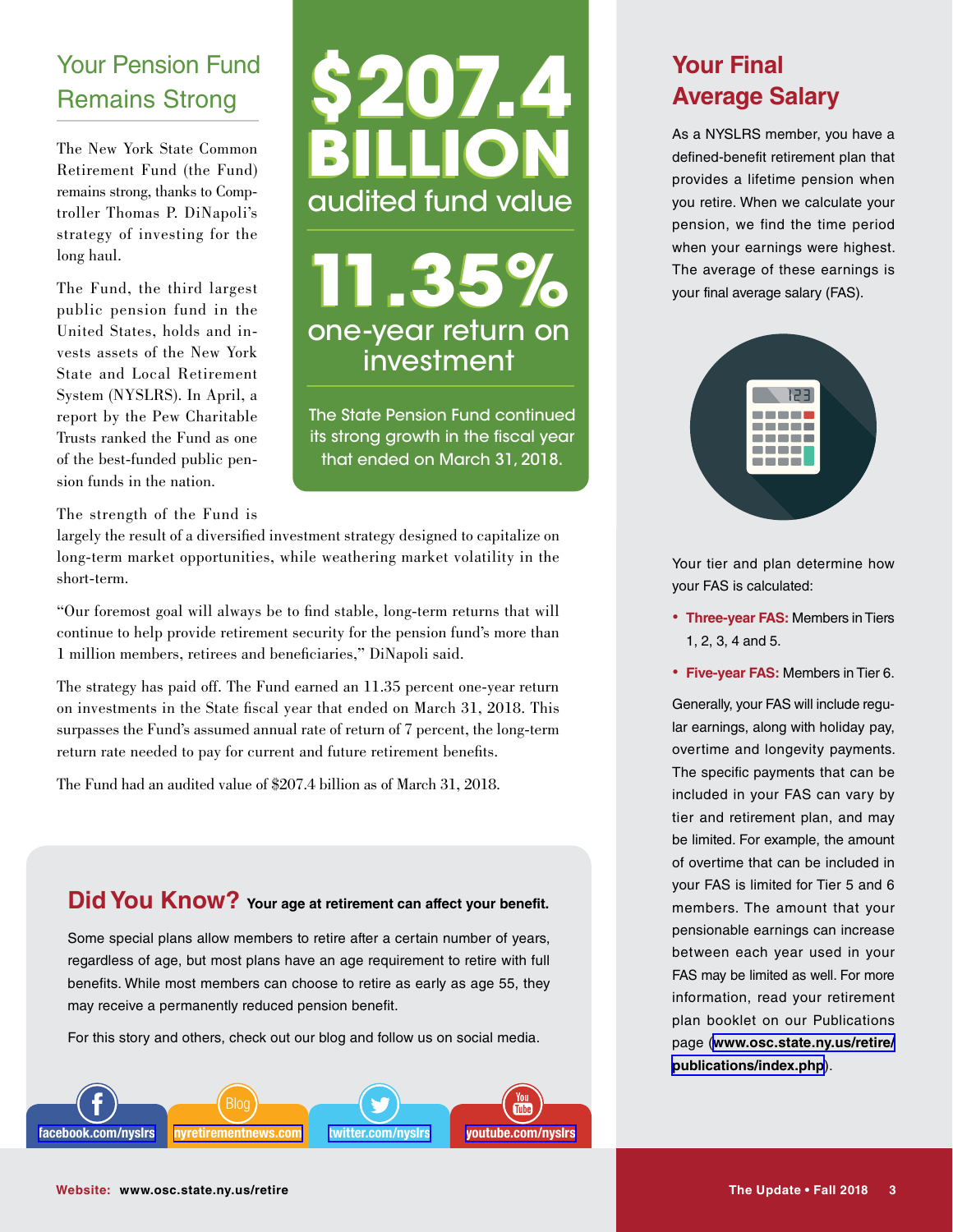## Your Pension Fund Remains Strong

The New York State Common Retirement Fund (the Fund) remains strong, thanks to Comptroller Thomas P. DiNapoli's strategy of investing for the long haul.

The Fund, the third largest public pension fund in the United States, holds and invests assets of the New York State and Local Retirement System (NYSLRS). In April, a report by the Pew Charitable Trusts ranked the Fund as one of the best-funded public pension funds in the nation.

**$207.4 BILLION**
audited fund value

**11.35%**
one-year return on investment

The State Pension Fund continued its strong growth in the fiscal year that ended on March 31, 2018.

The strength of the Fund is largely the result of a diversified investment strategy designed to capitalize on long-term market opportunities, while weathering market volatility in the short-term.

"Our foremost goal will always be to find stable, long-term returns that will continue to help provide retirement security for the pension fund's more than 1 million members, retirees and beneficiaries," DiNapoli said.

The strategy has paid off. The Fund earned an 11.35 percent one-year return on investments in the State fiscal year that ended on March 31, 2018. This surpasses the Fund's assumed annual rate of return of 7 percent, the long-term return rate needed to pay for current and future retirement benefits.

The Fund had an audited value of $207.4 billion as of March 31, 2018.

## Did You Know? Your age at retirement can affect your benefit.

Some special plans allow members to retire after a certain number of years, regardless of age, but most plans have an age requirement to retire with full benefits. While most members can choose to retire as early as age 55, they may receive a permanently reduced pension benefit.

For this story and others, check out our blog and follow us on social media.

facebook.com/nyslrs | nyretirementnews.com | twitter.com/nyslrs | youtube.com/nyslrs

## Your Final Average Salary

As a NYSLRS member, you have a defined-benefit retirement plan that provides a lifetime pension when you retire. When we calculate your pension, we find the time period when your earnings were highest. The average of these earnings is your final average salary (FAS).

Your tier and plan determine how your FAS is calculated:

- **Three-year FAS:** Members in Tiers 1, 2, 3, 4 and 5.
- **Five-year FAS:** Members in Tier 6.

Generally, your FAS will include regular earnings, along with holiday pay, overtime and longevity payments. The specific payments that can be included in your FAS can vary by tier and retirement plan, and may be limited. For example, the amount of overtime that can be included in your FAS is limited for Tier 5 and 6 members. The amount that your pensionable earnings can increase between each year used in your FAS may be limited as well. For more information, read your retirement plan booklet on our Publications page (www.osc.state.ny.us/retire/publications/index.php).

**Website:** www.osc.state.ny.us/retire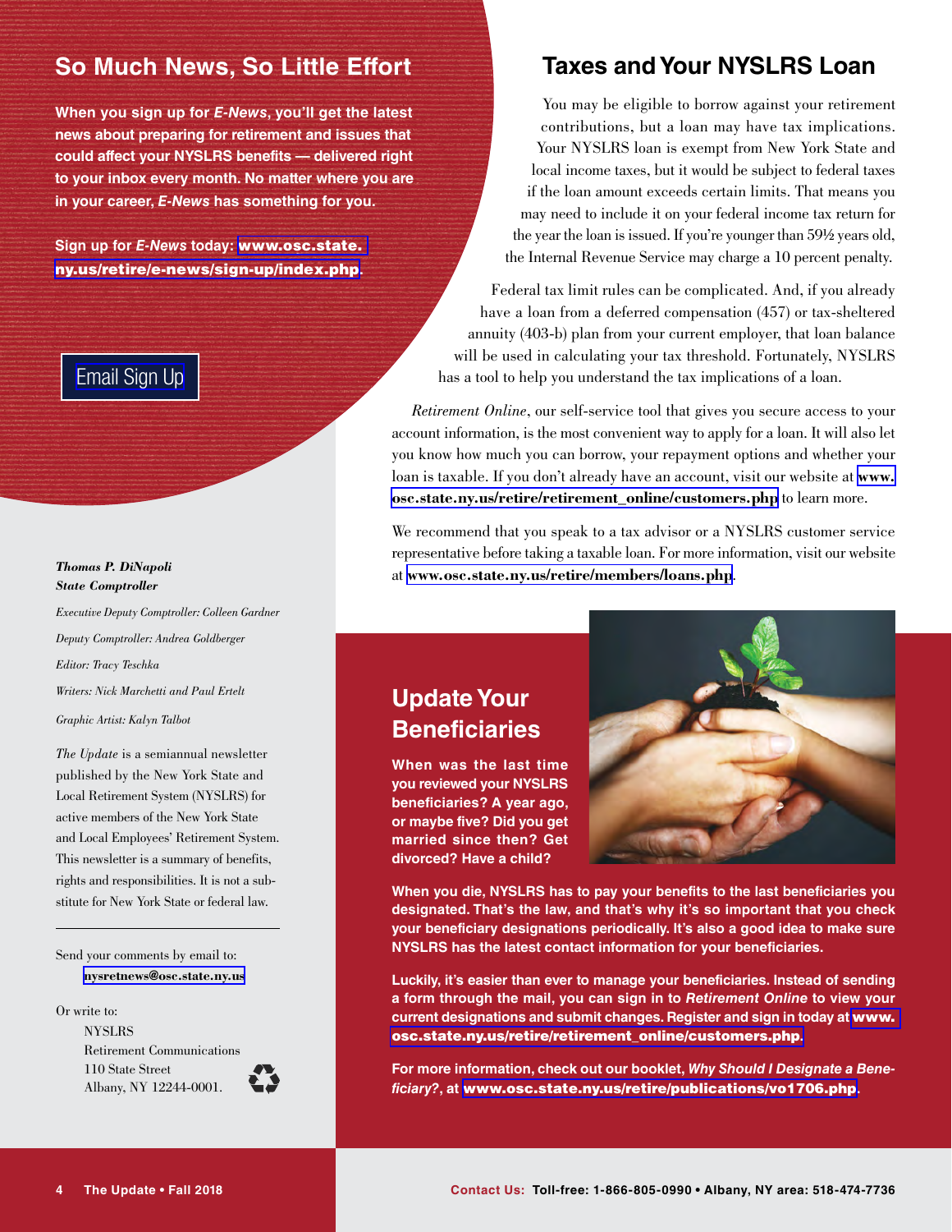## So Much News, So Little Effort

**When you sign up for *E-News*, you'll get the latest news about preparing for retirement and issues that could affect your NYSLRS benefits — delivered right to your inbox every month. No matter where you are in your career, *E-News* has something for you.**

**Sign up for *E-News* today: www.osc.state.ny.us/retire/e-news/sign-up/index.php.**

Email Sign Up

***Thomas P. DiNapoli***
***State Comptroller***

*Executive Deputy Comptroller: Colleen Gardner*

*Deputy Comptroller: Andrea Goldberger*

*Editor: Tracy Teschka*

*Writers: Nick Marchetti and Paul Ertelt*

*Graphic Artist: Kalyn Talbot*

*The Update* is a semiannual newsletter published by the New York State and Local Retirement System (NYSLRS) for active members of the New York State and Local Employees' Retirement System. This newsletter is a summary of benefits, rights and responsibilities. It is not a substitute for New York State or federal law.

Send your comments by email to:
nysretnews@osc.state.ny.us

Or write to:
NYSLRS
Retirement Communications
110 State Street
Albany, NY 12244-0001.

## Taxes and Your NYSLRS Loan

You may be eligible to borrow against your retirement contributions, but a loan may have tax implications. Your NYSLRS loan is exempt from New York State and local income taxes, but it would be subject to federal taxes if the loan amount exceeds certain limits. That means you may need to include it on your federal income tax return for the year the loan is issued. If you're younger than 59½ years old, the Internal Revenue Service may charge a 10 percent penalty.

Federal tax limit rules can be complicated. And, if you already have a loan from a deferred compensation (457) or tax-sheltered annuity (403-b) plan from your current employer, that loan balance will be used in calculating your tax threshold. Fortunately, NYSLRS has a tool to help you understand the tax implications of a loan.

*Retirement Online*, our self-service tool that gives you secure access to your account information, is the most convenient way to apply for a loan. It will also let you know how much you can borrow, your repayment options and whether your loan is taxable. If you don't already have an account, visit our website at **www.osc.state.ny.us/retire/retirement_online/customers.php** to learn more.

We recommend that you speak to a tax advisor or a NYSLRS customer service representative before taking a taxable loan. For more information, visit our website at **www.osc.state.ny.us/retire/members/loans.php**.

## Update Your Beneficiaries

**When was the last time you reviewed your NYSLRS beneficiaries? A year ago, or maybe five? Did you get married since then? Get divorced? Have a child?**

**When you die, NYSLRS has to pay your benefits to the last beneficiaries you designated. That's the law, and that's why it's so important that you check your beneficiary designations periodically. It's also a good idea to make sure NYSLRS has the latest contact information for your beneficiaries.**

**Luckily, it's easier than ever to manage your beneficiaries. Instead of sending a form through the mail, you can sign in to *Retirement Online* to view your current designations and submit changes. Register and sign in today at www.osc.state.ny.us/retire/retirement_online/customers.php.**

**For more information, check out our booklet, *Why Should I Designate a Beneficiary?*, at www.osc.state.ny.us/retire/publications/vo1706.php.**

**Contact Us: Toll-free: 1-866-805-0990 • Albany, NY area: 518-474-7736**